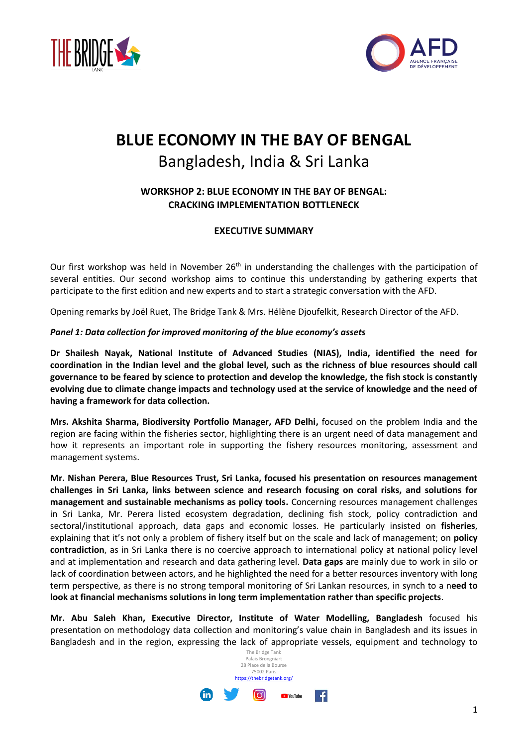# BLUE ECONOMY IN THE BAY OF BENGAL

## Bangladesh, India & Sri Lanka

### WORKSHOP 2: BLUE ECONOMY IN THE BAY OF BENGAL: CRACKING IMPLEMENTATION BOTTLENECK

### EXECUTIVE SUMMARY

Our first workshop was held in November 26th in understanding the challenges with the participation of several entities. Our second workshop aims to continue this understanding by gathering experts that participate to the first edition and new experts and to start a strategic conversation with the AFD.

Opening remarks by Joël Ruet, The Bridge Tank & Mrs. Hélène Djoufelkit, Research Director of the AFD.

***Panel 1: Data collection for improved monitoring of the blue economy's assets***

**Dr Shailesh Nayak, National Institute of Advanced Studies (NIAS), India, identified the need for coordination in the Indian level and the global level, such as the richness of blue resources should call governance to be feared by science to protection and develop the knowledge, the fish stock is constantly evolving due to climate change impacts and technology used at the service of knowledge and the need of having a framework for data collection.**

**Mrs. Akshita Sharma, Biodiversity Portfolio Manager, AFD Delhi,** focused on the problem India and the region are facing within the fisheries sector, highlighting there is an urgent need of data management and how it represents an important role in supporting the fishery resources monitoring, assessment and management systems.

**Mr. Nishan Perera, Blue Resources Trust, Sri Lanka, focused his presentation on resources management challenges in Sri Lanka, links between science and research focusing on coral risks, and solutions for management and sustainable mechanisms as policy tools.** Concerning resources management challenges in Sri Lanka, Mr. Perera listed ecosystem degradation, declining fish stock, policy contradiction and sectoral/institutional approach, data gaps and economic losses. He particularly insisted on **fisheries**, explaining that it's not only a problem of fishery itself but on the scale and lack of management; on **policy contradiction**, as in Sri Lanka there is no coercive approach to international policy at national policy level and at implementation and research and data gathering level. **Data gaps** are mainly due to work in silo or lack of coordination between actors, and he highlighted the need for a better resources inventory with long term perspective, as there is no strong temporal monitoring of Sri Lankan resources, in synch to a n**eed to look at financial mechanisms solutions in long term implementation rather than specific projects**.

**Mr. Abu Saleh Khan, Executive Director, Institute of Water Modelling, Bangladesh** focused his presentation on methodology data collection and monitoring's value chain in Bangladesh and its issues in Bangladesh and in the region, expressing the lack of appropriate vessels, equipment and technology to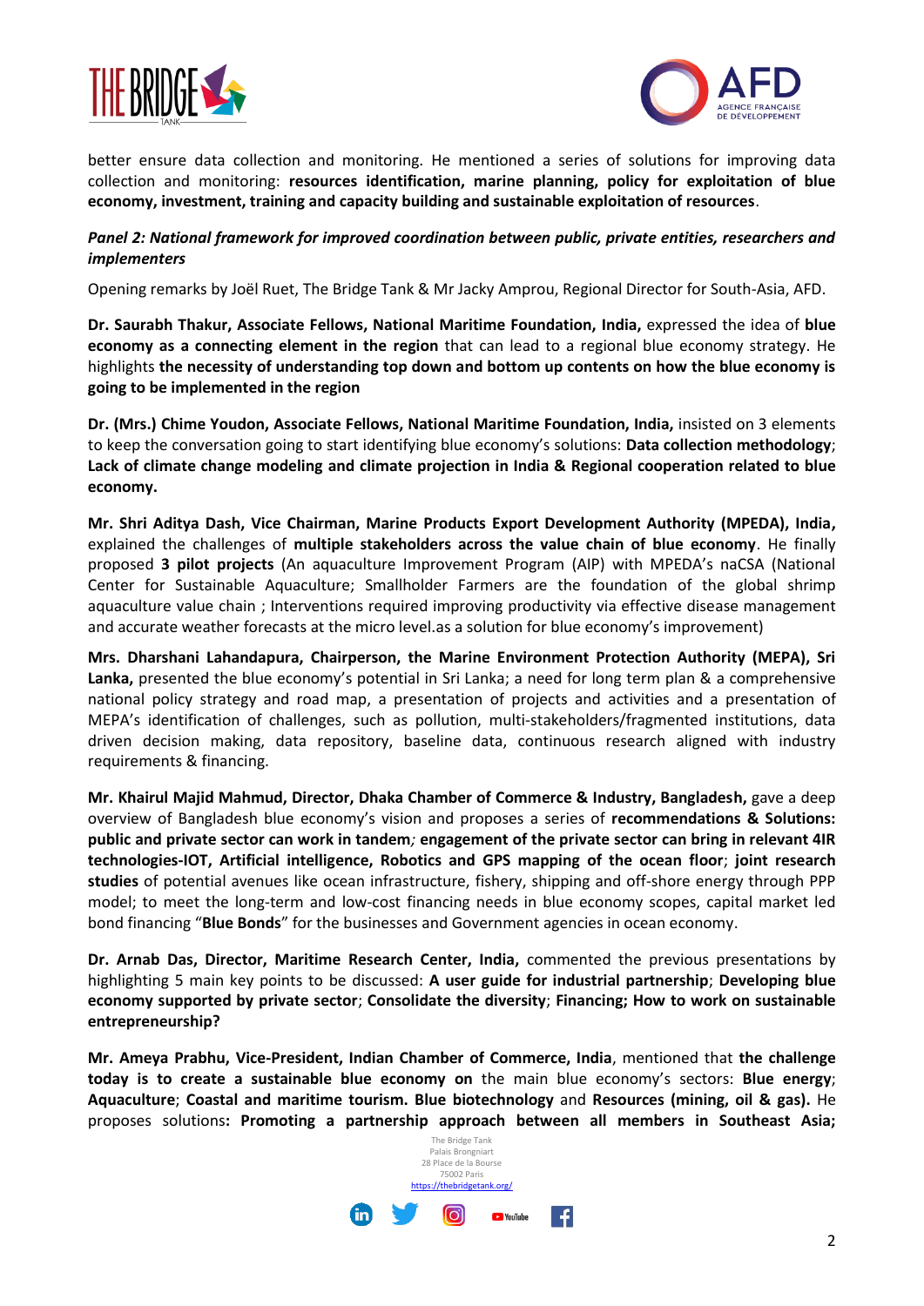better ensure data collection and monitoring. He mentioned a series of solutions for improving data collection and monitoring: **resources identification, marine planning, policy for exploitation of blue economy, investment, training and capacity building and sustainable exploitation of resources**.

***Panel 2: National framework for improved coordination between public, private entities, researchers and implementers***

Opening remarks by Joël Ruet, The Bridge Tank & Mr Jacky Amprou, Regional Director for South-Asia, AFD.

**Dr. Saurabh Thakur, Associate Fellows, National Maritime Foundation, India,** expressed the idea of **blue economy as a connecting element in the region** that can lead to a regional blue economy strategy. He highlights **the necessity of understanding top down and bottom up contents on how the blue economy is going to be implemented in the region**

**Dr. (Mrs.) Chime Youdon, Associate Fellows, National Maritime Foundation, India,** insisted on 3 elements to keep the conversation going to start identifying blue economy's solutions: **Data collection methodology**; **Lack of climate change modeling and climate projection in India & Regional cooperation related to blue economy.**

**Mr. Shri Aditya Dash, Vice Chairman, Marine Products Export Development Authority (MPEDA), India,** explained the challenges of **multiple stakeholders across the value chain of blue economy**. He finally proposed **3 pilot projects** (An aquaculture Improvement Program (AIP) with MPEDA's naCSA (National Center for Sustainable Aquaculture; Smallholder Farmers are the foundation of the global shrimp aquaculture value chain ; Interventions required improving productivity via effective disease management and accurate weather forecasts at the micro level.as a solution for blue economy's improvement)

**Mrs. Dharshani Lahandapura, Chairperson, the Marine Environment Protection Authority (MEPA), Sri Lanka,** presented the blue economy's potential in Sri Lanka; a need for long term plan & a comprehensive national policy strategy and road map, a presentation of projects and activities and a presentation of MEPA's identification of challenges, such as pollution, multi-stakeholders/fragmented institutions, data driven decision making, data repository, baseline data, continuous research aligned with industry requirements & financing.

**Mr. Khairul Majid Mahmud, Director, Dhaka Chamber of Commerce & Industry, Bangladesh,** gave a deep overview of Bangladesh blue economy's vision and proposes a series of **recommendations & Solutions: public and private sector can work in tandem***;* **engagement of the private sector can bring in relevant 4IR technologies-IOT, Artificial intelligence, Robotics and GPS mapping of the ocean floor**; **joint research studies** of potential avenues like ocean infrastructure, fishery, shipping and off-shore energy through PPP model; to meet the long-term and low-cost financing needs in blue economy scopes, capital market led bond financing "**Blue Bonds**" for the businesses and Government agencies in ocean economy.

**Dr. Arnab Das, Director, Maritime Research Center, India,** commented the previous presentations by highlighting 5 main key points to be discussed: **A user guide for industrial partnership**; **Developing blue economy supported by private sector**; **Consolidate the diversity**; **Financing; How to work on sustainable entrepreneurship?**

**Mr. Ameya Prabhu, Vice-President, Indian Chamber of Commerce, India**, mentioned that **the challenge today is to create a sustainable blue economy on** the main blue economy's sectors: **Blue energy**; **Aquaculture**; **Coastal and maritime tourism. Blue biotechnology** and **Resources (mining, oil & gas).** He proposes solutions**: Promoting a partnership approach between all members in Southeast Asia;**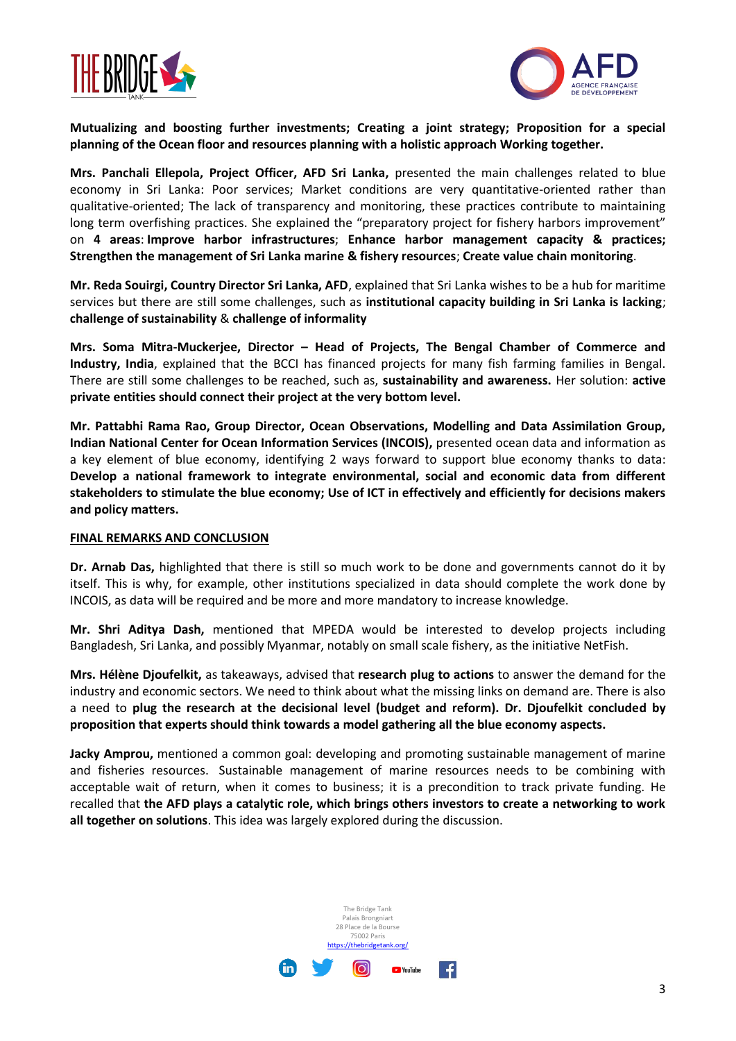**Mutualizing and boosting further investments; Creating a joint strategy; Proposition for a special planning of the Ocean floor and resources planning with a holistic approach Working together.**

**Mrs. Panchali Ellepola, Project Officer, AFD Sri Lanka,** presented the main challenges related to blue economy in Sri Lanka: Poor services; Market conditions are very quantitative-oriented rather than qualitative-oriented; The lack of transparency and monitoring, these practices contribute to maintaining long term overfishing practices. She explained the "preparatory project for fishery harbors improvement" on **4 areas**: **Improve harbor infrastructures**; **Enhance harbor management capacity & practices; Strengthen the management of Sri Lanka marine & fishery resources**; **Create value chain monitoring**.

**Mr. Reda Souirgi, Country Director Sri Lanka, AFD**, explained that Sri Lanka wishes to be a hub for maritime services but there are still some challenges, such as **institutional capacity building in Sri Lanka is lacking**; **challenge of sustainability** & **challenge of informality**

**Mrs. Soma Mitra-Muckerjee, Director – Head of Projects, The Bengal Chamber of Commerce and Industry, India**, explained that the BCCI has financed projects for many fish farming families in Bengal. There are still some challenges to be reached, such as, **sustainability and awareness.** Her solution: **active private entities should connect their project at the very bottom level.**

**Mr. Pattabhi Rama Rao, Group Director, Ocean Observations, Modelling and Data Assimilation Group, Indian National Center for Ocean Information Services (INCOIS),** presented ocean data and information as a key element of blue economy, identifying 2 ways forward to support blue economy thanks to data: **Develop a national framework to integrate environmental, social and economic data from different stakeholders to stimulate the blue economy; Use of ICT in effectively and efficiently for decisions makers and policy matters.**

## FINAL REMARKS AND CONCLUSION

**Dr. Arnab Das,** highlighted that there is still so much work to be done and governments cannot do it by itself. This is why, for example, other institutions specialized in data should complete the work done by INCOIS, as data will be required and be more and more mandatory to increase knowledge.

**Mr. Shri Aditya Dash,** mentioned that MPEDA would be interested to develop projects including Bangladesh, Sri Lanka, and possibly Myanmar, notably on small scale fishery, as the initiative NetFish.

**Mrs. Hélène Djoufelkit,** as takeaways, advised that **research plug to actions** to answer the demand for the industry and economic sectors. We need to think about what the missing links on demand are. There is also a need to **plug the research at the decisional level (budget and reform). Dr. Djoufelkit concluded by proposition that experts should think towards a model gathering all the blue economy aspects.**

**Jacky Amprou,** mentioned a common goal: developing and promoting sustainable management of marine and fisheries resources. Sustainable management of marine resources needs to be combining with acceptable wait of return, when it comes to business; it is a precondition to track private funding. He recalled that **the AFD plays a catalytic role, which brings others investors to create a networking to work all together on solutions**. This idea was largely explored during the discussion.

The Bridge Tank
Palais Brongniart
28 Place de la Bourse
75002 Paris
https://thebridgetank.org/